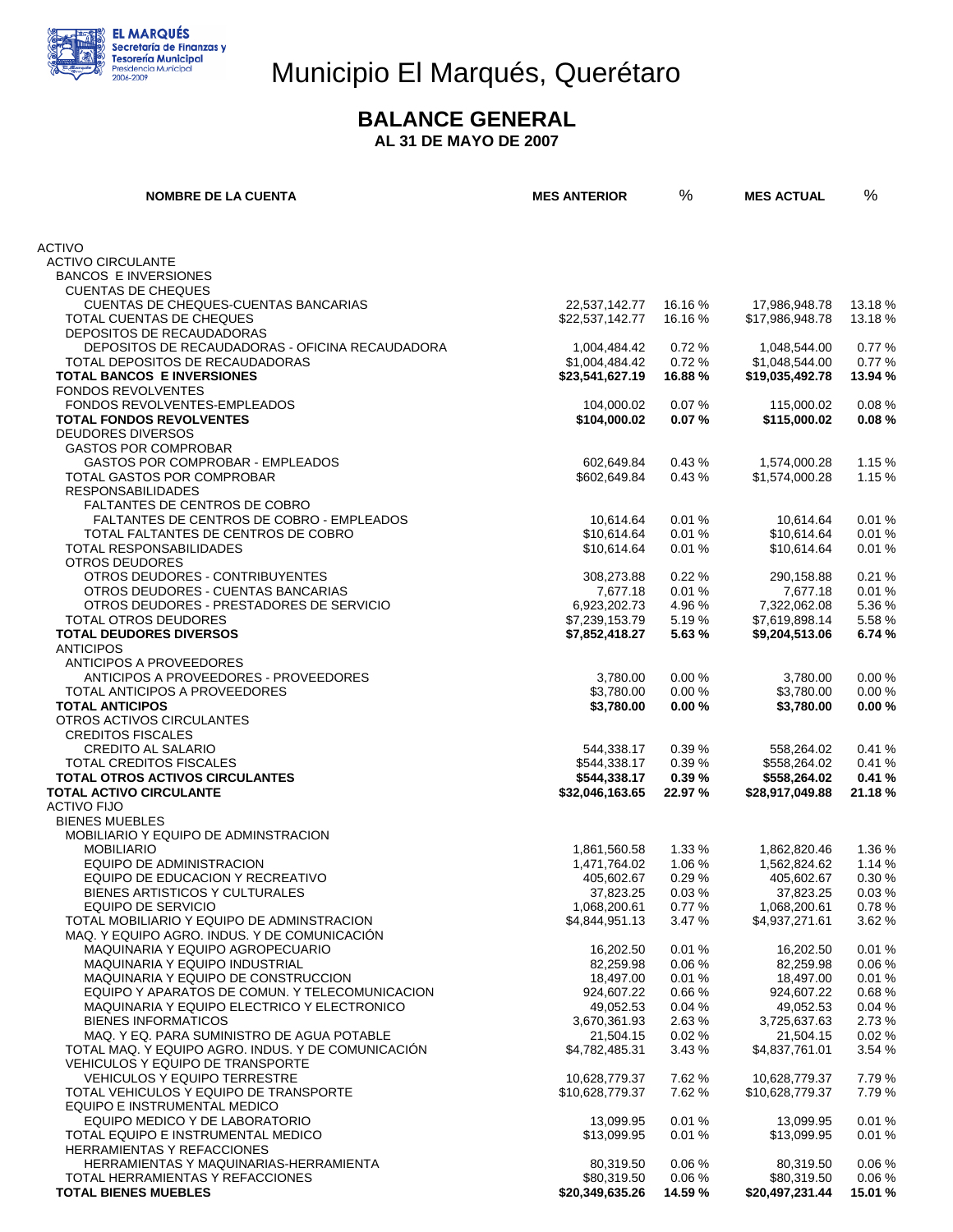EL MARQUÉS
Secretaría de Finanzas y Tesorería Municipal
Presidencia Municipal 2006-2009

# Municipio El Marqués, Querétaro

## BALANCE GENERAL

**AL 31 DE MAYO DE 2007**

| NOMBRE DE LA CUENTA | MES ANTERIOR | % | MES ACTUAL | % |
|---|---|---|---|---|
| ACTIVO | | | | |
| ACTIVO CIRCULANTE | | | | |
| BANCOS E INVERSIONES | | | | |
| CUENTAS DE CHEQUES | | | | |
| CUENTAS DE CHEQUES-CUENTAS BANCARIAS | 22,537,142.77 | 16.16 % | 17,986,948.78 | 13.18 % |
| TOTAL CUENTAS DE CHEQUES | $22,537,142.77 | 16.16 % | $17,986,948.78 | 13.18 % |
| DEPOSITOS DE RECAUDADORAS | | | | |
| DEPOSITOS DE RECAUDADORAS - OFICINA RECAUDADORA | 1,004,484.42 | 0.72 % | 1,048,544.00 | 0.77 % |
| TOTAL DEPOSITOS DE RECAUDADORAS | $1,004,484.42 | 0.72 % | $1,048,544.00 | 0.77 % |
| **TOTAL BANCOS E INVERSIONES** | **$23,541,627.19** | **16.88 %** | **$19,035,492.78** | **13.94 %** |
| FONDOS REVOLVENTES | | | | |
| FONDOS REVOLVENTES-EMPLEADOS | 104,000.02 | 0.07 % | 115,000.02 | 0.08 % |
| **TOTAL FONDOS REVOLVENTES** | **$104,000.02** | **0.07 %** | **$115,000.02** | **0.08 %** |
| DEUDORES DIVERSOS | | | | |
| GASTOS POR COMPROBAR | | | | |
| GASTOS POR COMPROBAR - EMPLEADOS | 602,649.84 | 0.43 % | 1,574,000.28 | 1.15 % |
| TOTAL GASTOS POR COMPROBAR | $602,649.84 | 0.43 % | $1,574,000.28 | 1.15 % |
| RESPONSABILIDADES | | | | |
| FALTANTES DE CENTROS DE COBRO | | | | |
| FALTANTES DE CENTROS DE COBRO - EMPLEADOS | 10,614.64 | 0.01 % | 10,614.64 | 0.01 % |
| TOTAL FALTANTES DE CENTROS DE COBRO | $10,614.64 | 0.01 % | $10,614.64 | 0.01 % |
| TOTAL RESPONSABILIDADES | $10,614.64 | 0.01 % | $10,614.64 | 0.01 % |
| OTROS DEUDORES | | | | |
| OTROS DEUDORES - CONTRIBUYENTES | 308,273.88 | 0.22 % | 290,158.88 | 0.21 % |
| OTROS DEUDORES - CUENTAS BANCARIAS | 7,677.18 | 0.01 % | 7,677.18 | 0.01 % |
| OTROS DEUDORES - PRESTADORES DE SERVICIO | 6,923,202.73 | 4.96 % | 7,322,062.08 | 5.36 % |
| TOTAL OTROS DEUDORES | $7,239,153.79 | 5.19 % | $7,619,898.14 | 5.58 % |
| **TOTAL DEUDORES DIVERSOS** | **$7,852,418.27** | **5.63 %** | **$9,204,513.06** | **6.74 %** |
| ANTICIPOS | | | | |
| ANTICIPOS A PROVEEDORES | | | | |
| ANTICIPOS A PROVEEDORES - PROVEEDORES | 3,780.00 | 0.00 % | 3,780.00 | 0.00 % |
| TOTAL ANTICIPOS A PROVEEDORES | $3,780.00 | 0.00 % | $3,780.00 | 0.00 % |
| **TOTAL ANTICIPOS** | **$3,780.00** | **0.00 %** | **$3,780.00** | **0.00 %** |
| OTROS ACTIVOS CIRCULANTES | | | | |
| CREDITOS FISCALES | | | | |
| CREDITO AL SALARIO | 544,338.17 | 0.39 % | 558,264.02 | 0.41 % |
| TOTAL CREDITOS FISCALES | $544,338.17 | 0.39 % | $558,264.02 | 0.41 % |
| **TOTAL OTROS ACTIVOS CIRCULANTES** | **$544,338.17** | **0.39 %** | **$558,264.02** | **0.41 %** |
| **TOTAL ACTIVO CIRCULANTE** | **$32,046,163.65** | **22.97 %** | **$28,917,049.88** | **21.18 %** |
| ACTIVO FIJO | | | | |
| BIENES MUEBLES | | | | |
| MOBILIARIO Y EQUIPO DE ADMINSTRACION | | | | |
| MOBILIARIO | 1,861,560.58 | 1.33 % | 1,862,820.46 | 1.36 % |
| EQUIPO DE ADMINISTRACION | 1,471,764.02 | 1.06 % | 1,562,824.62 | 1.14 % |
| EQUIPO DE EDUCACION Y RECREATIVO | 405,602.67 | 0.29 % | 405,602.67 | 0.30 % |
| BIENES ARTISTICOS Y CULTURALES | 37,823.25 | 0.03 % | 37,823.25 | 0.03 % |
| EQUIPO DE SERVICIO | 1,068,200.61 | 0.77 % | 1,068,200.61 | 0.78 % |
| TOTAL MOBILIARIO Y EQUIPO DE ADMINSTRACION | $4,844,951.13 | 3.47 % | $4,937,271.61 | 3.62 % |
| MAQ. Y EQUIPO AGRO. INDUS. Y DE COMUNICACIÓN | | | | |
| MAQUINARIA Y EQUIPO AGROPECUARIO | 16,202.50 | 0.01 % | 16,202.50 | 0.01 % |
| MAQUINARIA Y EQUIPO INDUSTRIAL | 82,259.98 | 0.06 % | 82,259.98 | 0.06 % |
| MAQUINARIA Y EQUIPO DE CONSTRUCCION | 18,497.00 | 0.01 % | 18,497.00 | 0.01 % |
| EQUIPO Y APARATOS DE COMUN. Y TELECOMUNICACION | 924,607.22 | 0.66 % | 924,607.22 | 0.68 % |
| MAQUINARIA Y EQUIPO ELECTRICO Y ELECTRONICO | 49,052.53 | 0.04 % | 49,052.53 | 0.04 % |
| BIENES INFORMATICOS | 3,670,361.93 | 2.63 % | 3,725,637.63 | 2.73 % |
| MAQ. Y EQ. PARA SUMINISTRO DE AGUA POTABLE | 21,504.15 | 0.02 % | 21,504.15 | 0.02 % |
| TOTAL MAQ. Y EQUIPO AGRO. INDUS. Y DE COMUNICACIÓN | $4,782,485.31 | 3.43 % | $4,837,761.01 | 3.54 % |
| VEHICULOS Y EQUIPO DE TRANSPORTE | | | | |
| VEHICULOS Y EQUIPO TERRESTRE | 10,628,779.37 | 7.62 % | 10,628,779.37 | 7.79 % |
| TOTAL VEHICULOS Y EQUIPO DE TRANSPORTE | $10,628,779.37 | 7.62 % | $10,628,779.37 | 7.79 % |
| EQUIPO E INSTRUMENTAL MEDICO | | | | |
| EQUIPO MEDICO Y DE LABORATORIO | 13,099.95 | 0.01 % | 13,099.95 | 0.01 % |
| TOTAL EQUIPO E INSTRUMENTAL MEDICO | $13,099.95 | 0.01 % | $13,099.95 | 0.01 % |
| HERRAMIENTAS Y REFACCIONES | | | | |
| HERRAMIENTAS Y MAQUINARIAS-HERRAMIENTA | 80,319.50 | 0.06 % | 80,319.50 | 0.06 % |
| TOTAL HERRAMIENTAS Y REFACCIONES | $80,319.50 | 0.06 % | $80,319.50 | 0.06 % |
| **TOTAL BIENES MUEBLES** | **$20,349,635.26** | **14.59 %** | **$20,497,231.44** | **15.01 %** |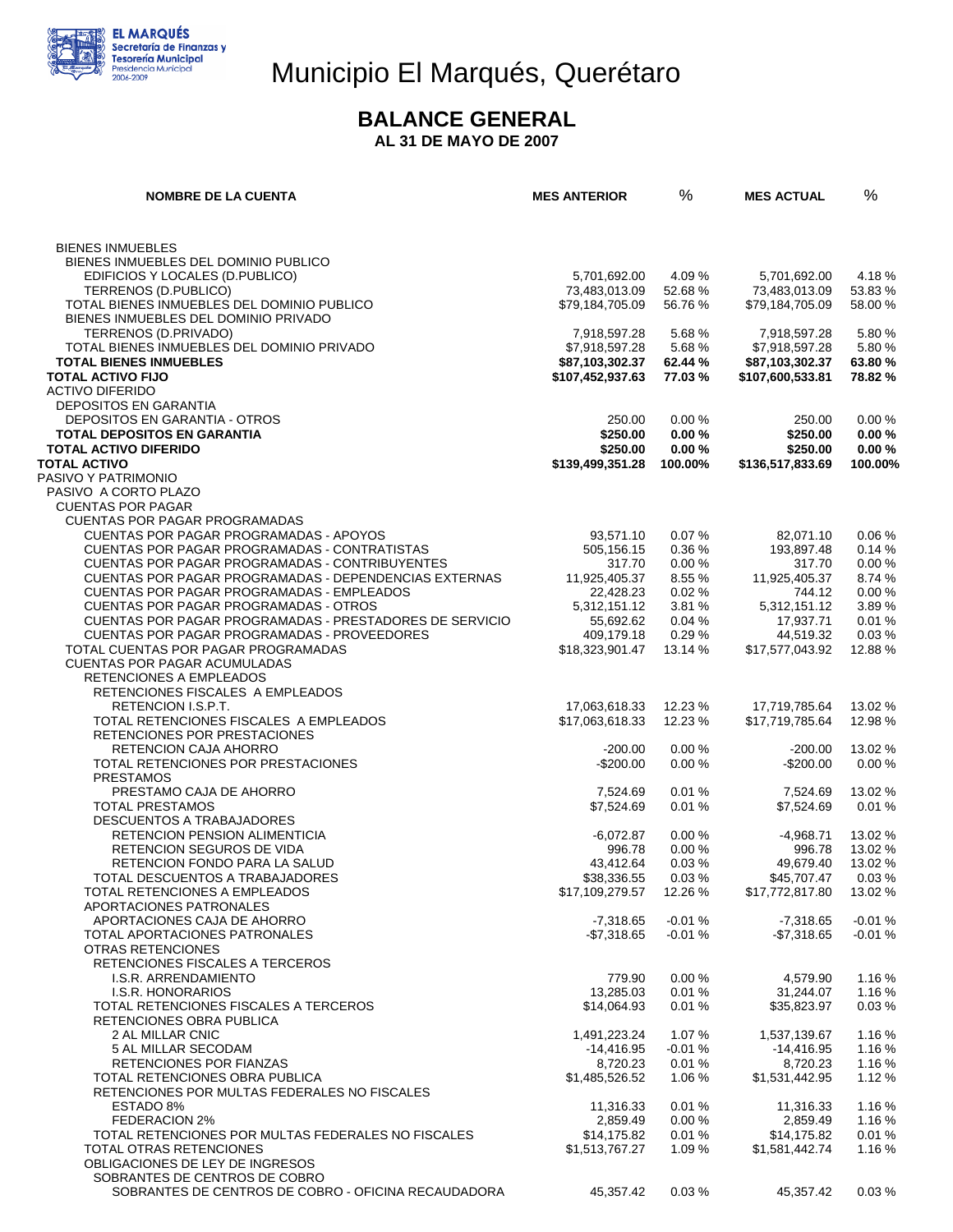# Municipio El Marqués, Querétaro

EL MARQUÉS
Secretaría de Finanzas y Tesorería Municipal
Presidencia Municipal
2006-2009

## BALANCE GENERAL

**AL 31 DE MAYO DE 2007**

| NOMBRE DE LA CUENTA | MES ANTERIOR | % | MES ACTUAL | % |
|---|---|---|---|---|
| BIENES INMUEBLES | | | | |
| BIENES INMUEBLES DEL DOMINIO PUBLICO | | | | |
| EDIFICIOS Y LOCALES (D.PUBLICO) | 5,701,692.00 | 4.09 % | 5,701,692.00 | 4.18 % |
| TERRENOS (D.PUBLICO) | 73,483,013.09 | 52.68 % | 73,483,013.09 | 53.83 % |
| TOTAL BIENES INMUEBLES DEL DOMINIO PUBLICO | $79,184,705.09 | 56.76 % | $79,184,705.09 | 58.00 % |
| BIENES INMUEBLES DEL DOMINIO PRIVADO | | | | |
| TERRENOS (D.PRIVADO) | 7,918,597.28 | 5.68 % | 7,918,597.28 | 5.80 % |
| TOTAL BIENES INMUEBLES DEL DOMINIO PRIVADO | $7,918,597.28 | 5.68 % | $7,918,597.28 | 5.80 % |
| **TOTAL BIENES INMUEBLES** | **$87,103,302.37** | **62.44 %** | **$87,103,302.37** | **63.80 %** |
| **TOTAL ACTIVO FIJO** | **$107,452,937.63** | **77.03 %** | **$107,600,533.81** | **78.82 %** |
| ACTIVO DIFERIDO | | | | |
| DEPOSITOS EN GARANTIA | | | | |
| DEPOSITOS EN GARANTIA - OTROS | 250.00 | 0.00 % | 250.00 | 0.00 % |
| **TOTAL DEPOSITOS EN GARANTIA** | **$250.00** | **0.00 %** | **$250.00** | **0.00 %** |
| **TOTAL ACTIVO DIFERIDO** | **$250.00** | **0.00 %** | **$250.00** | **0.00 %** |
| **TOTAL ACTIVO** | **$139,499,351.28** | **100.00%** | **$136,517,833.69** | **100.00%** |
| PASIVO Y PATRIMONIO | | | | |
| PASIVO A CORTO PLAZO | | | | |
| CUENTAS POR PAGAR | | | | |
| CUENTAS POR PAGAR PROGRAMADAS | | | | |
| CUENTAS POR PAGAR PROGRAMADAS - APOYOS | 93,571.10 | 0.07 % | 82,071.10 | 0.06 % |
| CUENTAS POR PAGAR PROGRAMADAS - CONTRATISTAS | 505,156.15 | 0.36 % | 193,897.48 | 0.14 % |
| CUENTAS POR PAGAR PROGRAMADAS - CONTRIBUYENTES | 317.70 | 0.00 % | 317.70 | 0.00 % |
| CUENTAS POR PAGAR PROGRAMADAS - DEPENDENCIAS EXTERNAS | 11,925,405.37 | 8.55 % | 11,925,405.37 | 8.74 % |
| CUENTAS POR PAGAR PROGRAMADAS - EMPLEADOS | 22,428.23 | 0.02 % | 744.12 | 0.00 % |
| CUENTAS POR PAGAR PROGRAMADAS - OTROS | 5,312,151.12 | 3.81 % | 5,312,151.12 | 3.89 % |
| CUENTAS POR PAGAR PROGRAMADAS - PRESTADORES DE SERVICIO | 55,692.62 | 0.04 % | 17,937.71 | 0.01 % |
| CUENTAS POR PAGAR PROGRAMADAS - PROVEEDORES | 409,179.18 | 0.29 % | 44,519.32 | 0.03 % |
| TOTAL CUENTAS POR PAGAR PROGRAMADAS | $18,323,901.47 | 13.14 % | $17,577,043.92 | 12.88 % |
| CUENTAS POR PAGAR ACUMULADAS | | | | |
| RETENCIONES A EMPLEADOS | | | | |
| RETENCIONES FISCALES A EMPLEADOS | | | | |
| RETENCION I.S.P.T. | 17,063,618.33 | 12.23 % | 17,719,785.64 | 13.02 % |
| TOTAL RETENCIONES FISCALES A EMPLEADOS | $17,063,618.33 | 12.23 % | $17,719,785.64 | 12.98 % |
| RETENCIONES POR PRESTACIONES | | | | |
| RETENCION CAJA AHORRO | -200.00 | 0.00 % | -200.00 | 13.02 % |
| TOTAL RETENCIONES POR PRESTACIONES | -$200.00 | 0.00 % | -$200.00 | 0.00 % |
| PRESTAMOS | | | | |
| PRESTAMO CAJA DE AHORRO | 7,524.69 | 0.01 % | 7,524.69 | 13.02 % |
| TOTAL PRESTAMOS | $7,524.69 | 0.01 % | $7,524.69 | 0.01 % |
| DESCUENTOS A TRABAJADORES | | | | |
| RETENCION PENSION ALIMENTICIA | -6,072.87 | 0.00 % | -4,968.71 | 13.02 % |
| RETENCION SEGUROS DE VIDA | 996.78 | 0.00 % | 996.78 | 13.02 % |
| RETENCION FONDO PARA LA SALUD | 43,412.64 | 0.03 % | 49,679.40 | 13.02 % |
| TOTAL DESCUENTOS A TRABAJADORES | $38,336.55 | 0.03 % | $45,707.47 | 0.03 % |
| TOTAL RETENCIONES A EMPLEADOS | $17,109,279.57 | 12.26 % | $17,772,817.80 | 13.02 % |
| APORTACIONES PATRONALES | | | | |
| APORTACIONES CAJA DE AHORRO | -7,318.65 | -0.01 % | -7,318.65 | -0.01 % |
| TOTAL APORTACIONES PATRONALES | -$7,318.65 | -0.01 % | -$7,318.65 | -0.01 % |
| OTRAS RETENCIONES | | | | |
| RETENCIONES FISCALES A TERCEROS | | | | |
| I.S.R. ARRENDAMIENTO | 779.90 | 0.00 % | 4,579.90 | 1.16 % |
| I.S.R. HONORARIOS | 13,285.03 | 0.01 % | 31,244.07 | 1.16 % |
| TOTAL RETENCIONES FISCALES A TERCEROS | $14,064.93 | 0.01 % | $35,823.97 | 0.03 % |
| RETENCIONES OBRA PUBLICA | | | | |
| 2 AL MILLAR CNIC | 1,491,223.24 | 1.07 % | 1,537,139.67 | 1.16 % |
| 5 AL MILLAR SECODAM | -14,416.95 | -0.01 % | -14,416.95 | 1.16 % |
| RETENCIONES POR FIANZAS | 8,720.23 | 0.01 % | 8,720.23 | 1.16 % |
| TOTAL RETENCIONES OBRA PUBLICA | $1,485,526.52 | 1.06 % | $1,531,442.95 | 1.12 % |
| RETENCIONES POR MULTAS FEDERALES NO FISCALES | | | | |
| ESTADO 8% | 11,316.33 | 0.01 % | 11,316.33 | 1.16 % |
| FEDERACION 2% | 2,859.49 | 0.00 % | 2,859.49 | 1.16 % |
| TOTAL RETENCIONES POR MULTAS FEDERALES NO FISCALES | $14,175.82 | 0.01 % | $14,175.82 | 0.01 % |
| TOTAL OTRAS RETENCIONES | $1,513,767.27 | 1.09 % | $1,581,442.74 | 1.16 % |
| OBLIGACIONES DE LEY DE INGRESOS | | | | |
| SOBRANTES DE CENTROS DE COBRO | | | | |
| SOBRANTES DE CENTROS DE COBRO - OFICINA RECAUDADORA | 45,357.42 | 0.03 % | 45,357.42 | 0.03 % |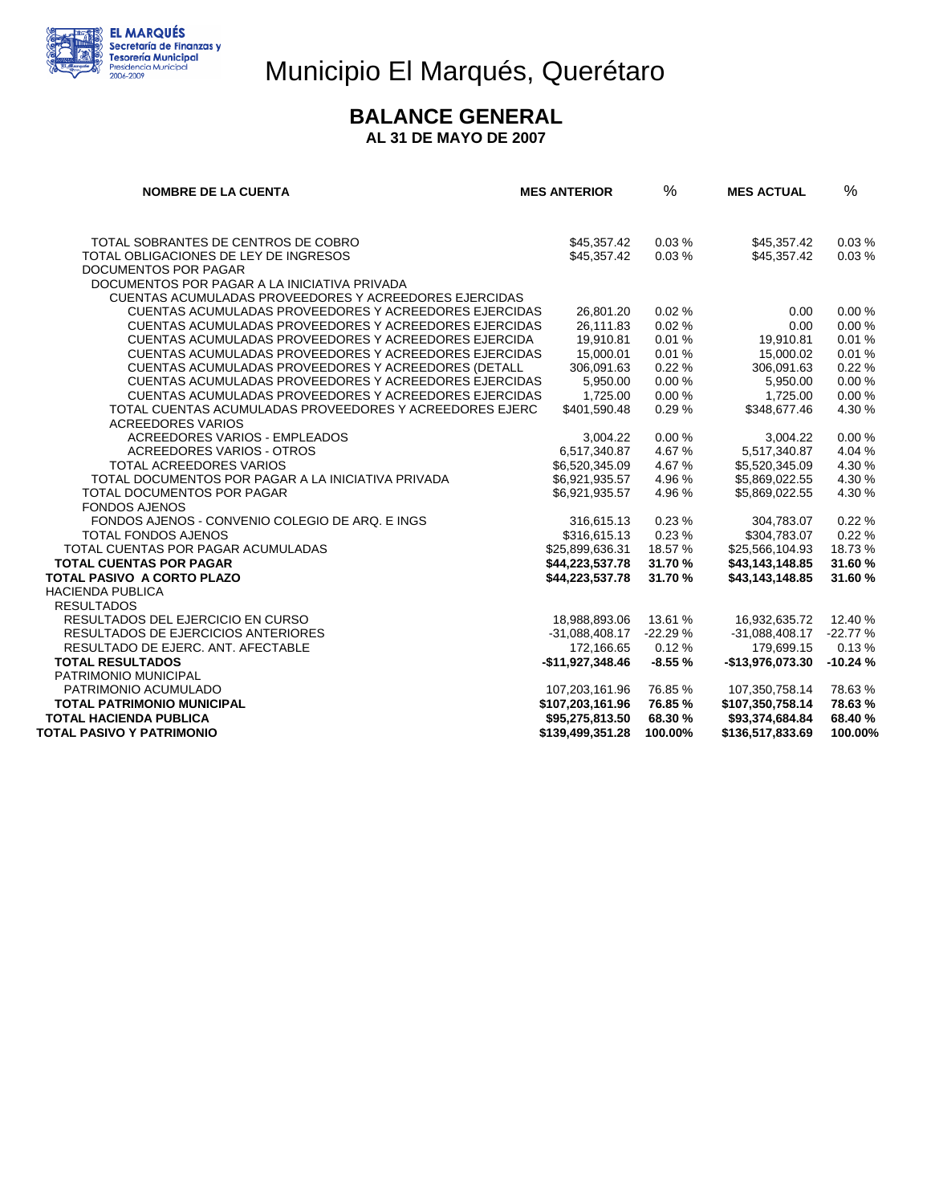# Municipio El Marqués, Querétaro

EL MARQUÉS
Secretaría de Finanzas y Tesorería Municipal
Presidencia Municipal
2006-2009

## BALANCE GENERAL

### AL 31 DE MAYO DE 2007

| NOMBRE DE LA CUENTA | MES ANTERIOR | % | MES ACTUAL | % |
|---|---|---|---|---|
| TOTAL SOBRANTES DE CENTROS DE COBRO | $45,357.42 | 0.03 % | $45,357.42 | 0.03 % |
| TOTAL OBLIGACIONES DE LEY DE INGRESOS | $45,357.42 | 0.03 % | $45,357.42 | 0.03 % |
| DOCUMENTOS POR PAGAR | | | | |
| DOCUMENTOS POR PAGAR A LA INICIATIVA PRIVADA | | | | |
| CUENTAS ACUMULADAS PROVEEDORES Y ACREEDORES EJERCIDAS | | | | |
| CUENTAS ACUMULADAS PROVEEDORES Y ACREEDORES EJERCIDAS | 26,801.20 | 0.02 % | 0.00 | 0.00 % |
| CUENTAS ACUMULADAS PROVEEDORES Y ACREEDORES EJERCIDAS | 26,111.83 | 0.02 % | 0.00 | 0.00 % |
| CUENTAS ACUMULADAS PROVEEDORES Y ACREEDORES EJERCIDA | 19,910.81 | 0.01 % | 19,910.81 | 0.01 % |
| CUENTAS ACUMULADAS PROVEEDORES Y ACREEDORES EJERCIDAS | 15,000.01 | 0.01 % | 15,000.02 | 0.01 % |
| CUENTAS ACUMULADAS PROVEEDORES Y ACREEDORES (DETALL | 306,091.63 | 0.22 % | 306,091.63 | 0.22 % |
| CUENTAS ACUMULADAS PROVEEDORES Y ACREEDORES EJERCIDAS | 5,950.00 | 0.00 % | 5,950.00 | 0.00 % |
| CUENTAS ACUMULADAS PROVEEDORES Y ACREEDORES EJERCIDAS | 1,725.00 | 0.00 % | 1,725.00 | 0.00 % |
| TOTAL CUENTAS ACUMULADAS PROVEEDORES Y ACREEDORES EJERC | $401,590.48 | 0.29 % | $348,677.46 | 4.30 % |
| ACREEDORES VARIOS | | | | |
| ACREEDORES VARIOS - EMPLEADOS | 3,004.22 | 0.00 % | 3,004.22 | 0.00 % |
| ACREEDORES VARIOS - OTROS | 6,517,340.87 | 4.67 % | 5,517,340.87 | 4.04 % |
| TOTAL ACREEDORES VARIOS | $6,520,345.09 | 4.67 % | $5,520,345.09 | 4.30 % |
| TOTAL DOCUMENTOS POR PAGAR A LA INICIATIVA PRIVADA | $6,921,935.57 | 4.96 % | $5,869,022.55 | 4.30 % |
| TOTAL DOCUMENTOS POR PAGAR | $6,921,935.57 | 4.96 % | $5,869,022.55 | 4.30 % |
| FONDOS AJENOS | | | | |
| FONDOS AJENOS - CONVENIO COLEGIO DE ARQ. E INGS | 316,615.13 | 0.23 % | 304,783.07 | 0.22 % |
| TOTAL FONDOS AJENOS | $316,615.13 | 0.23 % | $304,783.07 | 0.22 % |
| TOTAL CUENTAS POR PAGAR ACUMULADAS | $25,899,636.31 | 18.57 % | $25,566,104.93 | 18.73 % |
| **TOTAL CUENTAS POR PAGAR** | **$44,223,537.78** | **31.70 %** | **$43,143,148.85** | **31.60 %** |
| **TOTAL PASIVO A CORTO PLAZO** | **$44,223,537.78** | **31.70 %** | **$43,143,148.85** | **31.60 %** |
| HACIENDA PUBLICA | | | | |
| RESULTADOS | | | | |
| RESULTADOS DEL EJERCICIO EN CURSO | 18,988,893.06 | 13.61 % | 16,932,635.72 | 12.40 % |
| RESULTADOS DE EJERCICIOS ANTERIORES | -31,088,408.17 | -22.29 % | -31,088,408.17 | -22.77 % |
| RESULTADO DE EJERC. ANT. AFECTABLE | 172,166.65 | 0.12 % | 179,699.15 | 0.13 % |
| **TOTAL RESULTADOS** | **-$11,927,348.46** | **-8.55 %** | **-$13,976,073.30** | **-10.24 %** |
| PATRIMONIO MUNICIPAL | | | | |
| PATRIMONIO ACUMULADO | 107,203,161.96 | 76.85 % | 107,350,758.14 | 78.63 % |
| **TOTAL PATRIMONIO MUNICIPAL** | **$107,203,161.96** | **76.85 %** | **$107,350,758.14** | **78.63 %** |
| **TOTAL HACIENDA PUBLICA** | **$95,275,813.50** | **68.30 %** | **$93,374,684.84** | **68.40 %** |
| **TOTAL PASIVO Y PATRIMONIO** | **$139,499,351.28** | **100.00%** | **$136,517,833.69** | **100.00%** |